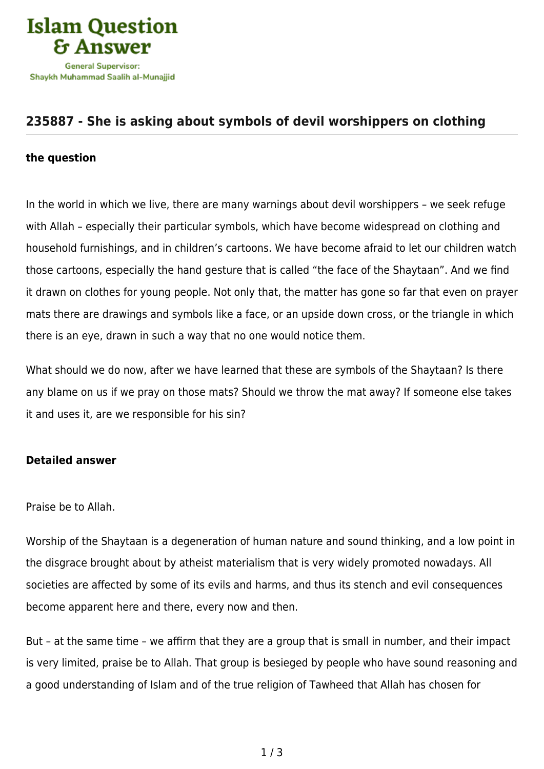# 235887 - She is asking about symbols of devil worshippers on clothing

## the question

In the world in which we live, there are many warnings about devil worshippers – we seek refuge with Allah – especially their particular symbols, which have become widespread on clothing and household furnishings, and in children's cartoons. We have become afraid to let our children watch those cartoons, especially the hand gesture that is called "the face of the Shaytaan". And we find it drawn on clothes for young people. Not only that, the matter has gone so far that even on prayer mats there are drawings and symbols like a face, or an upside down cross, or the triangle in which there is an eye, drawn in such a way that no one would notice them.

What should we do now, after we have learned that these are symbols of the Shaytaan? Is there any blame on us if we pray on those mats? Should we throw the mat away? If someone else takes it and uses it, are we responsible for his sin?

## Detailed answer

Praise be to Allah.

Worship of the Shaytaan is a degeneration of human nature and sound thinking, and a low point in the disgrace brought about by atheist materialism that is very widely promoted nowadays. All societies are affected by some of its evils and harms, and thus its stench and evil consequences become apparent here and there, every now and then.

But – at the same time – we affirm that they are a group that is small in number, and their impact is very limited, praise be to Allah. That group is besieged by people who have sound reasoning and a good understanding of Islam and of the true religion of Tawheed that Allah has chosen for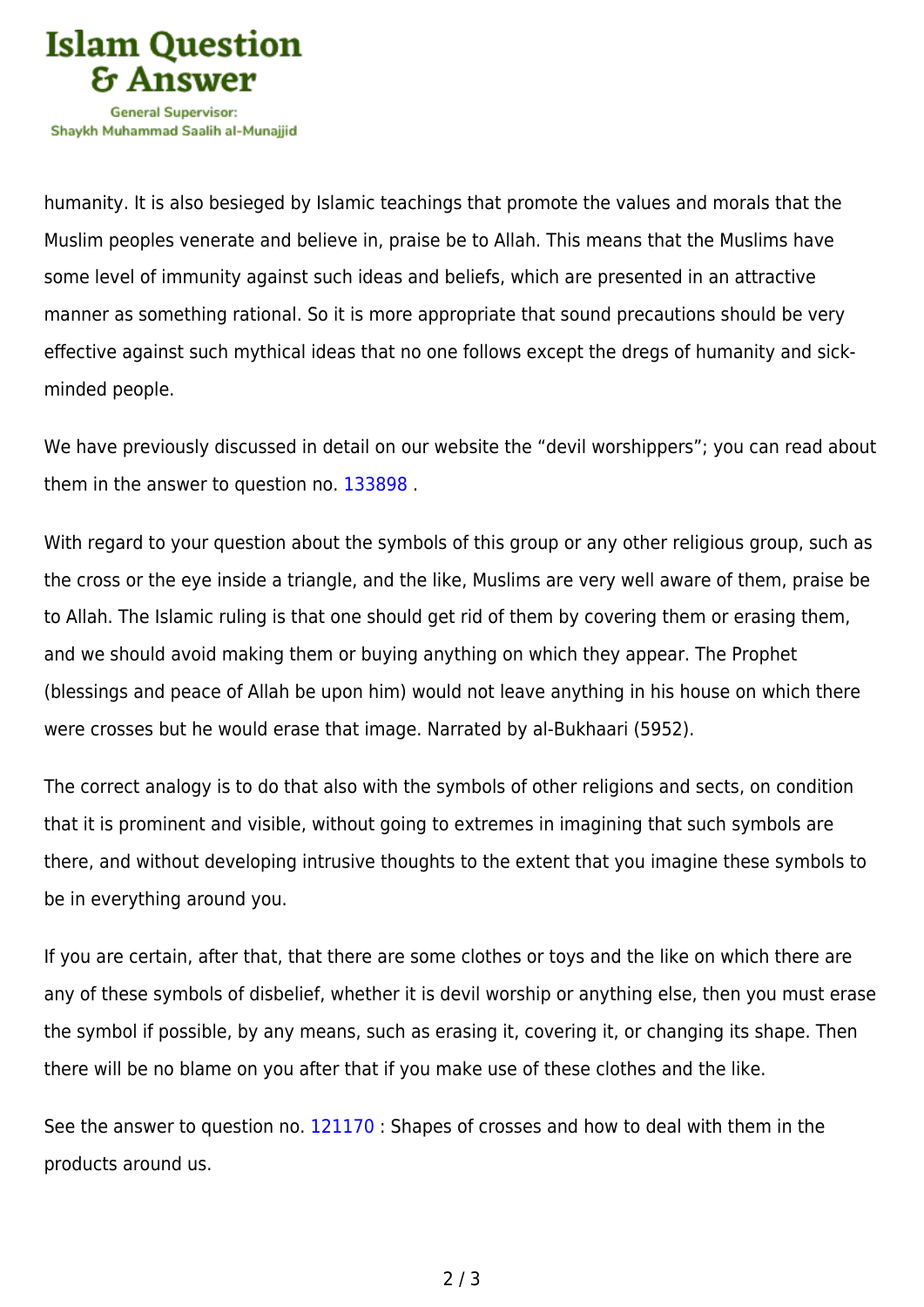humanity. It is also besieged by Islamic teachings that promote the values and morals that the Muslim peoples venerate and believe in, praise be to Allah. This means that the Muslims have some level of immunity against such ideas and beliefs, which are presented in an attractive manner as something rational. So it is more appropriate that sound precautions should be very effective against such mythical ideas that no one follows except the dregs of humanity and sick-minded people.

We have previously discussed in detail on our website the "devil worshippers"; you can read about them in the answer to question no. 133898 .

With regard to your question about the symbols of this group or any other religious group, such as the cross or the eye inside a triangle, and the like, Muslims are very well aware of them, praise be to Allah. The Islamic ruling is that one should get rid of them by covering them or erasing them, and we should avoid making them or buying anything on which they appear. The Prophet (blessings and peace of Allah be upon him) would not leave anything in his house on which there were crosses but he would erase that image. Narrated by al-Bukhaari (5952).

The correct analogy is to do that also with the symbols of other religions and sects, on condition that it is prominent and visible, without going to extremes in imagining that such symbols are there, and without developing intrusive thoughts to the extent that you imagine these symbols to be in everything around you.

If you are certain, after that, that there are some clothes or toys and the like on which there are any of these symbols of disbelief, whether it is devil worship or anything else, then you must erase the symbol if possible, by any means, such as erasing it, covering it, or changing its shape. Then there will be no blame on you after that if you make use of these clothes and the like.

See the answer to question no. 121170 : Shapes of crosses and how to deal with them in the products around us.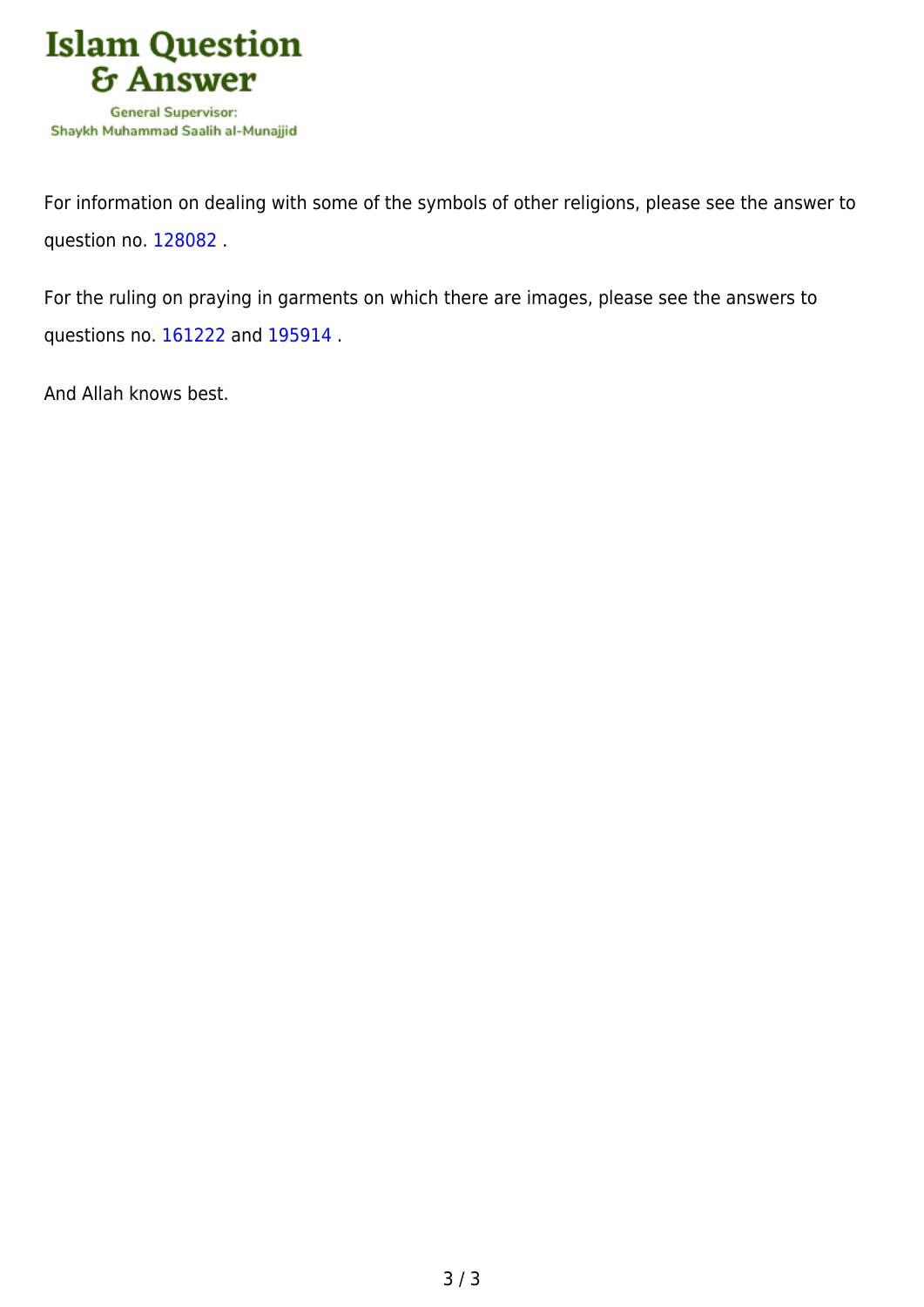For information on dealing with some of the symbols of other religions, please see the answer to question no. 128082 .

For the ruling on praying in garments on which there are images, please see the answers to questions no. 161222 and 195914 .

And Allah knows best.